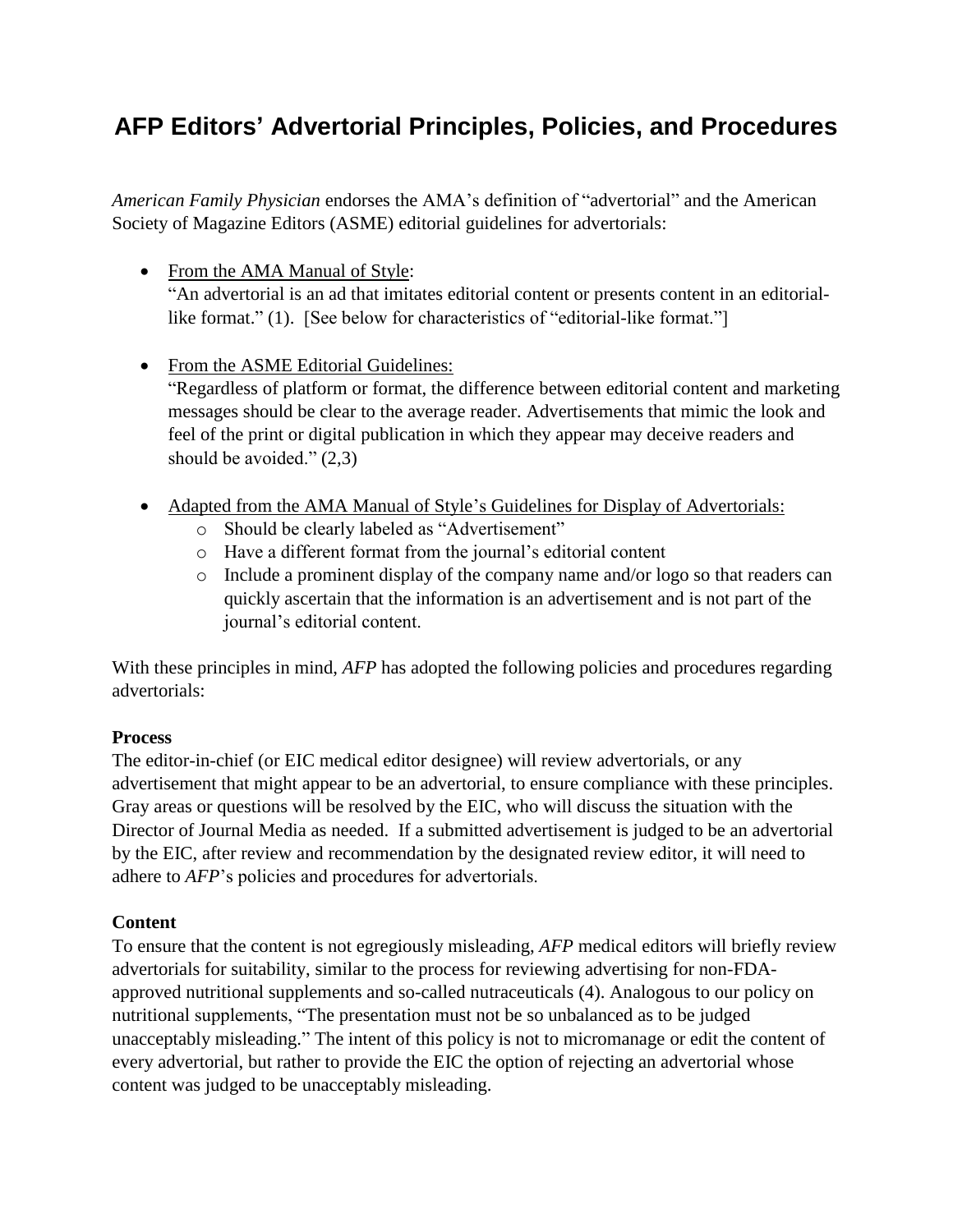# AFP Editors' Advertorial Principles, Policies, and Procedures

*American Family Physician* endorses the AMA's definition of "advertorial" and the American Society of Magazine Editors (ASME) editorial guidelines for advertorials:

- From the AMA Manual of Style:
  "An advertorial is an ad that imitates editorial content or presents content in an editorial-like format." (1). [See below for characteristics of "editorial-like format."]

- From the ASME Editorial Guidelines:
  "Regardless of platform or format, the difference between editorial content and marketing messages should be clear to the average reader. Advertisements that mimic the look and feel of the print or digital publication in which they appear may deceive readers and should be avoided." (2,3)

- Adapted from the AMA Manual of Style's Guidelines for Display of Advertorials:
  - Should be clearly labeled as "Advertisement"
  - Have a different format from the journal's editorial content
  - Include a prominent display of the company name and/or logo so that readers can quickly ascertain that the information is an advertisement and is not part of the journal's editorial content.

With these principles in mind, *AFP* has adopted the following policies and procedures regarding advertorials:

**Process**
The editor-in-chief (or EIC medical editor designee) will review advertorials, or any advertisement that might appear to be an advertorial, to ensure compliance with these principles. Gray areas or questions will be resolved by the EIC, who will discuss the situation with the Director of Journal Media as needed. If a submitted advertisement is judged to be an advertorial by the EIC, after review and recommendation by the designated review editor, it will need to adhere to *AFP*'s policies and procedures for advertorials.

**Content**
To ensure that the content is not egregiously misleading, *AFP* medical editors will briefly review advertorials for suitability, similar to the process for reviewing advertising for non-FDA-approved nutritional supplements and so-called nutraceuticals (4). Analogous to our policy on nutritional supplements, "The presentation must not be so unbalanced as to be judged unacceptably misleading." The intent of this policy is not to micromanage or edit the content of every advertorial, but rather to provide the EIC the option of rejecting an advertorial whose content was judged to be unacceptably misleading.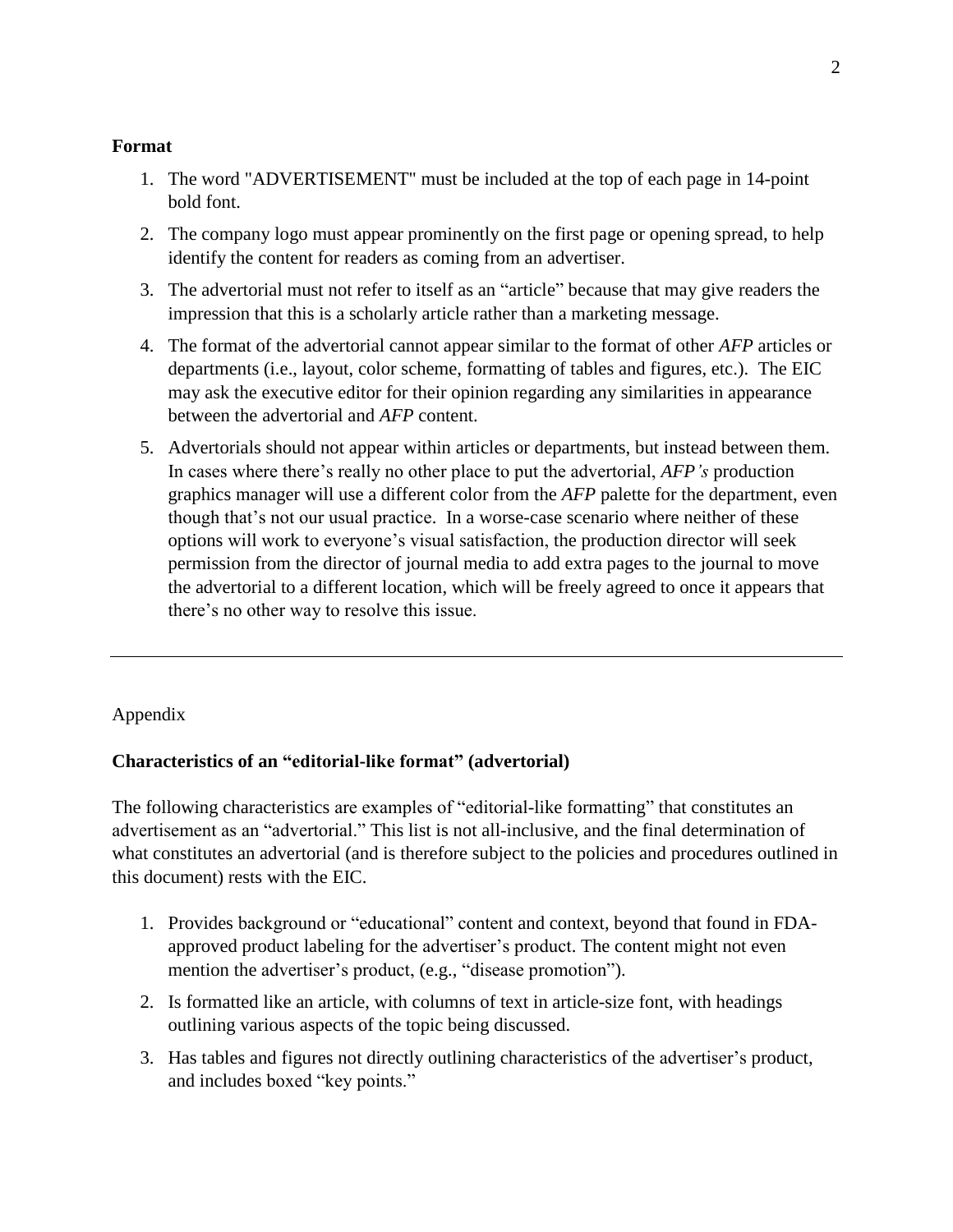**Format**

1. The word "ADVERTISEMENT" must be included at the top of each page in 14-point bold font.
2. The company logo must appear prominently on the first page or opening spread, to help identify the content for readers as coming from an advertiser.
3. The advertorial must not refer to itself as an “article” because that may give readers the impression that this is a scholarly article rather than a marketing message.
4. The format of the advertorial cannot appear similar to the format of other *AFP* articles or departments (i.e., layout, color scheme, formatting of tables and figures, etc.). The EIC may ask the executive editor for their opinion regarding any similarities in appearance between the advertorial and *AFP* content.
5. Advertorials should not appear within articles or departments, but instead between them. In cases where there’s really no other place to put the advertorial, *AFP’s* production graphics manager will use a different color from the *AFP* palette for the department, even though that’s not our usual practice. In a worse-case scenario where neither of these options will work to everyone’s visual satisfaction, the production director will seek permission from the director of journal media to add extra pages to the journal to move the advertorial to a different location, which will be freely agreed to once it appears that there’s no other way to resolve this issue.

---

Appendix

**Characteristics of an “editorial-like format” (advertorial)**

The following characteristics are examples of “editorial-like formatting” that constitutes an advertisement as an “advertorial.” This list is not all-inclusive, and the final determination of what constitutes an advertorial (and is therefore subject to the policies and procedures outlined in this document) rests with the EIC.

1. Provides background or “educational” content and context, beyond that found in FDA-approved product labeling for the advertiser’s product. The content might not even mention the advertiser’s product, (e.g., “disease promotion”).
2. Is formatted like an article, with columns of text in article-size font, with headings outlining various aspects of the topic being discussed.
3. Has tables and figures not directly outlining characteristics of the advertiser’s product, and includes boxed “key points.”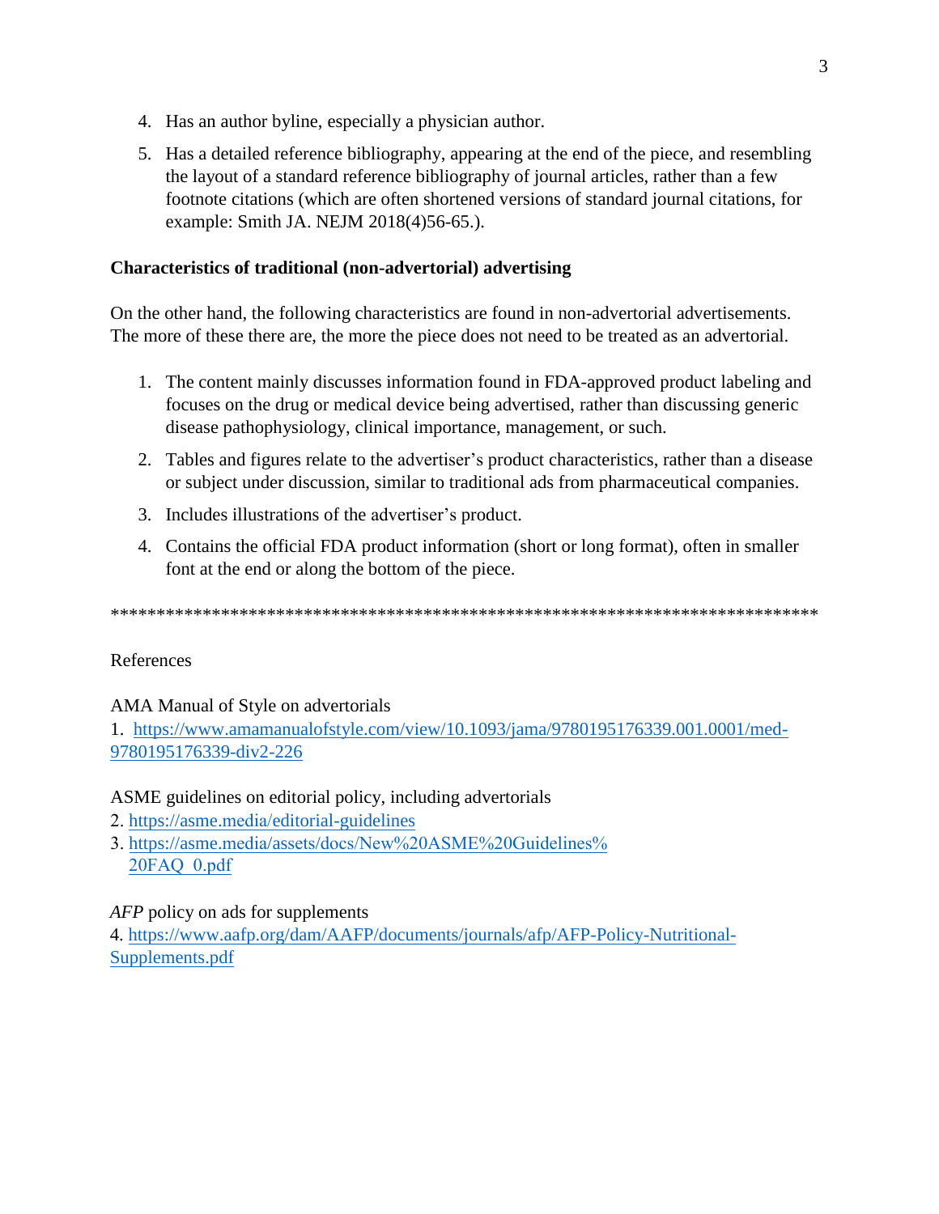4. Has an author byline, especially a physician author.
5. Has a detailed reference bibliography, appearing at the end of the piece, and resembling the layout of a standard reference bibliography of journal articles, rather than a few footnote citations (which are often shortened versions of standard journal citations, for example: Smith JA. NEJM 2018(4)56-65.).

**Characteristics of traditional (non-advertorial) advertising**

On the other hand, the following characteristics are found in non-advertorial advertisements. The more of these there are, the more the piece does not need to be treated as an advertorial.

1. The content mainly discusses information found in FDA-approved product labeling and focuses on the drug or medical device being advertised, rather than discussing generic disease pathophysiology, clinical importance, management, or such.
2. Tables and figures relate to the advertiser's product characteristics, rather than a disease or subject under discussion, similar to traditional ads from pharmaceutical companies.
3. Includes illustrations of the advertiser's product.
4. Contains the official FDA product information (short or long format), often in smaller font at the end or along the bottom of the piece.

*******************************************************************************

References

AMA Manual of Style on advertorials

1. https://www.amamanualofstyle.com/view/10.1093/jama/9780195176339.001.0001/med-9780195176339-div2-226

ASME guidelines on editorial policy, including advertorials

2. https://asme.media/editorial-guidelines
3. https://asme.media/assets/docs/New%20ASME%20Guidelines%20FAQ_0.pdf

*AFP* policy on ads for supplements

4. https://www.aafp.org/dam/AAFP/documents/journals/afp/AFP-Policy-Nutritional-Supplements.pdf